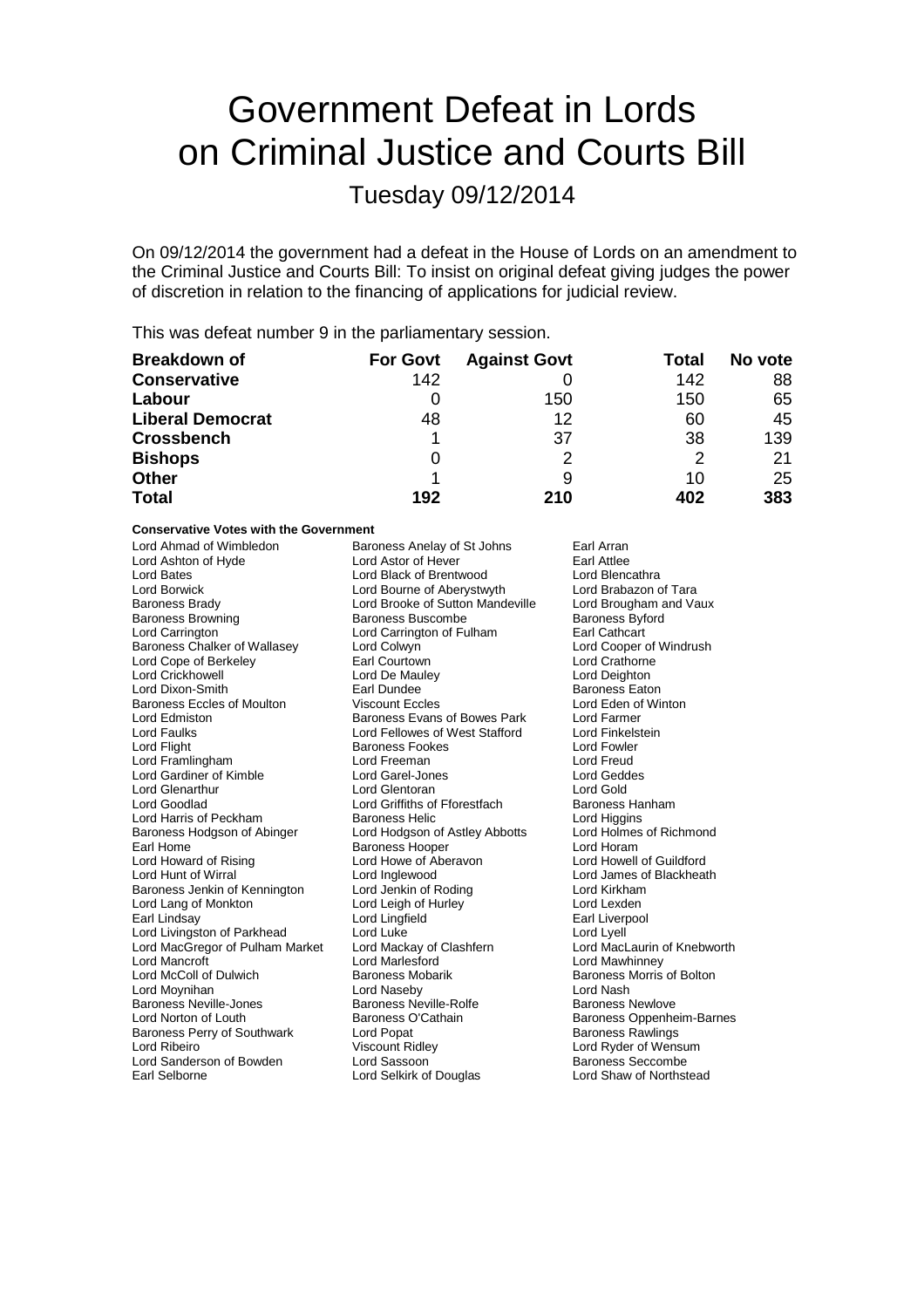# Government Defeat in Lords on Criminal Justice and Courts Bill

## Tuesday 09/12/2014

On 09/12/2014 the government had a defeat in the House of Lords on an amendment to the Criminal Justice and Courts Bill: To insist on original defeat giving judges the power of discretion in relation to the financing of applications for judicial review.

This was defeat number 9 in the parliamentary session.

| Breakdown of | For Govt | Against Govt | Total | No vote |
|---|---|---|---|---|
| **Conservative** | 142 | 0 | 142 | 88 |
| **Labour** | 0 | 150 | 150 | 65 |
| **Liberal Democrat** | 48 | 12 | 60 | 45 |
| **Crossbench** | 1 | 37 | 38 | 139 |
| **Bishops** | 0 | 2 | 2 | 21 |
| **Other** | 1 | 9 | 10 | 25 |
| **Total** | 192 | 210 | 402 | 383 |

**Conservative Votes with the Government**

Lord Ahmad of Wimbledon
Baroness Anelay of St Johns
Earl Arran
Lord Ashton of Hyde
Lord Astor of Hever
Earl Attlee
Lord Bates
Lord Black of Brentwood
Lord Blencathra
Lord Borwick
Lord Bourne of Aberystwyth
Lord Brabazon of Tara
Baroness Brady
Lord Brooke of Sutton Mandeville
Lord Brougham and Vaux
Baroness Browning
Baroness Buscombe
Baroness Byford
Lord Carrington
Lord Carrington of Fulham
Earl Cathcart
Baroness Chalker of Wallasey
Lord Colwyn
Lord Cooper of Windrush
Lord Cope of Berkeley
Earl Courtown
Lord Crathorne
Lord Crickhowell
Lord De Mauley
Lord Deighton
Lord Dixon-Smith
Earl Dundee
Baroness Eaton
Baroness Eccles of Moulton
Viscount Eccles
Lord Eden of Winton
Lord Edmiston
Baroness Evans of Bowes Park
Lord Farmer
Lord Faulks
Lord Fellowes of West Stafford
Lord Finkelstein
Lord Flight
Baroness Fookes
Lord Fowler
Lord Framlingham
Lord Freeman
Lord Freud
Lord Gardiner of Kimble
Lord Garel-Jones
Lord Geddes
Lord Glenarthur
Lord Glentoran
Lord Gold
Lord Goodlad
Lord Griffiths of Fforestfach
Baroness Hanham
Lord Harris of Peckham
Baroness Helic
Lord Higgins
Baroness Hodgson of Abinger
Lord Hodgson of Astley Abbotts
Lord Holmes of Richmond
Earl Home
Baroness Hooper
Lord Horam
Lord Howard of Rising
Lord Howe of Aberavon
Lord Howell of Guildford
Lord Hunt of Wirral
Lord Inglewood
Lord James of Blackheath
Baroness Jenkin of Kennington
Lord Jenkin of Roding
Lord Kirkham
Lord Lang of Monkton
Lord Leigh of Hurley
Lord Lexden
Earl Lindsay
Lord Lingfield
Earl Liverpool
Lord Livingston of Parkhead
Lord Luke
Lord Lyell
Lord MacGregor of Pulham Market
Lord Mackay of Clashfern
Lord MacLaurin of Knebworth
Lord Mancroft
Lord Marlesford
Lord Mawhinney
Lord McColl of Dulwich
Baroness Mobarik
Baroness Morris of Bolton
Lord Moynihan
Lord Naseby
Lord Nash
Baroness Neville-Jones
Baroness Neville-Rolfe
Baroness Newlove
Lord Norton of Louth
Baroness O'Cathain
Baroness Oppenheim-Barnes
Baroness Perry of Southwark
Lord Popat
Baroness Rawlings
Lord Ribeiro
Viscount Ridley
Lord Ryder of Wensum
Lord Sanderson of Bowden
Lord Sassoon
Baroness Seccombe
Earl Selborne
Lord Selkirk of Douglas
Lord Shaw of Northstead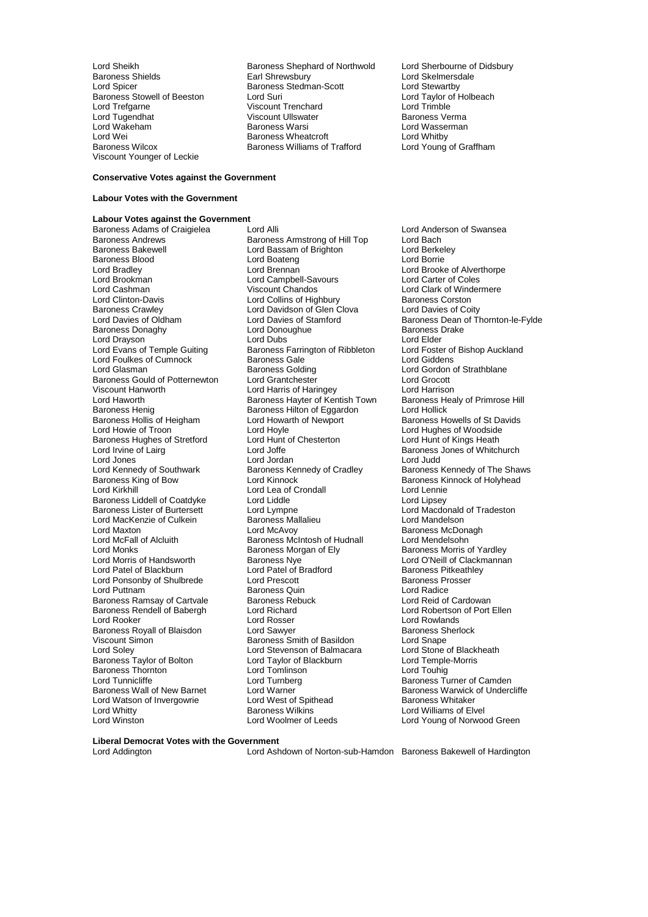Lord Sheikh
Baroness Shephard of Northwold
Lord Sherbourne of Didsbury
Baroness Shields
Earl Shrewsbury
Lord Skelmersdale
Lord Spicer
Baroness Stedman-Scott
Lord Stewartby
Baroness Stowell of Beeston
Lord Suri
Lord Taylor of Holbeach
Lord Trefgarne
Viscount Trenchard
Lord Trimble
Lord Tugendhat
Viscount Ullswater
Baroness Verma
Lord Wakeham
Baroness Warsi
Lord Wasserman
Lord Wei
Baroness Wheatcroft
Lord Whitby
Baroness Wilcox
Baroness Williams of Trafford
Lord Young of Graffham
Viscount Younger of Leckie

**Conservative Votes against the Government**

**Labour Votes with the Government**

**Labour Votes against the Government**

Baroness Adams of Craigielea
Lord Alli
Lord Anderson of Swansea
Baroness Andrews
Baroness Armstrong of Hill Top
Lord Bach
Baroness Bakewell
Lord Bassam of Brighton
Lord Berkeley
Baroness Blood
Lord Boateng
Lord Borrie
Lord Bradley
Lord Brennan
Lord Brooke of Alverthorpe
Lord Brookman
Lord Campbell-Savours
Lord Carter of Coles
Lord Cashman
Viscount Chandos
Lord Clark of Windermere
Lord Clinton-Davis
Lord Collins of Highbury
Baroness Corston
Baroness Crawley
Lord Davidson of Glen Clova
Lord Davies of Coity
Lord Davies of Oldham
Lord Davies of Stamford
Baroness Dean of Thornton-le-Fylde
Baroness Donaghy
Lord Donoughue
Baroness Drake
Lord Drayson
Lord Dubs
Lord Elder
Lord Evans of Temple Guiting
Baroness Farrington of Ribbleton
Lord Foster of Bishop Auckland
Lord Foulkes of Cumnock
Baroness Gale
Lord Giddens
Lord Glasman
Baroness Golding
Lord Gordon of Strathblane
Baroness Gould of Potternewton
Lord Grantchester
Lord Grocott
Viscount Hanworth
Lord Harris of Haringey
Lord Harrison
Lord Haworth
Baroness Hayter of Kentish Town
Baroness Healy of Primrose Hill
Baroness Henig
Baroness Hilton of Eggardon
Lord Hollick
Baroness Hollis of Heigham
Lord Howarth of Newport
Baroness Howells of St Davids
Lord Howie of Troon
Lord Hoyle
Lord Hughes of Woodside
Baroness Hughes of Stretford
Lord Hunt of Chesterton
Lord Hunt of Kings Heath
Lord Irvine of Lairg
Lord Joffe
Baroness Jones of Whitchurch
Lord Jones
Lord Jordan
Lord Judd
Lord Kennedy of Southwark
Baroness Kennedy of Cradley
Baroness Kennedy of The Shaws
Baroness King of Bow
Lord Kinnock
Baroness Kinnock of Holyhead
Lord Kirkhill
Lord Lea of Crondall
Lord Lennie
Baroness Liddell of Coatdyke
Lord Liddle
Lord Lipsey
Baroness Lister of Burtersett
Lord Lympne
Lord Macdonald of Tradeston
Lord MacKenzie of Culkein
Baroness Mallalieu
Lord Mandelson
Lord Maxton
Lord McAvoy
Baroness McDonagh
Lord McFall of Alcluith
Baroness McIntosh of Hudnall
Lord Mendelsohn
Lord Monks
Baroness Morgan of Ely
Baroness Morris of Yardley
Lord Morris of Handsworth
Baroness Nye
Lord O'Neill of Clackmannan
Lord Patel of Blackburn
Lord Patel of Bradford
Baroness Pitkeathley
Lord Ponsonby of Shulbrede
Lord Prescott
Baroness Prosser
Lord Puttnam
Baroness Quin
Lord Radice
Baroness Ramsay of Cartvale
Baroness Rebuck
Lord Reid of Cardowan
Baroness Rendell of Babergh
Lord Richard
Lord Robertson of Port Ellen
Lord Rooker
Lord Rosser
Lord Rowlands
Baroness Royall of Blaisdon
Lord Sawyer
Baroness Sherlock
Viscount Simon
Baroness Smith of Basildon
Lord Snape
Lord Soley
Lord Stevenson of Balmacara
Lord Stone of Blackheath
Baroness Taylor of Bolton
Lord Taylor of Blackburn
Lord Temple-Morris
Baroness Thornton
Lord Tomlinson
Lord Touhig
Lord Tunnicliffe
Lord Turnberg
Baroness Turner of Camden
Baroness Wall of New Barnet
Lord Warner
Baroness Warwick of Undercliffe
Lord Watson of Invergowrie
Lord West of Spithead
Baroness Whitaker
Lord Whitty
Baroness Wilkins
Lord Williams of Elvel
Lord Winston
Lord Woolmer of Leeds
Lord Young of Norwood Green

**Liberal Democrat Votes with the Government**

Lord Addington
Lord Ashdown of Norton-sub-Hamdon
Baroness Bakewell of Hardington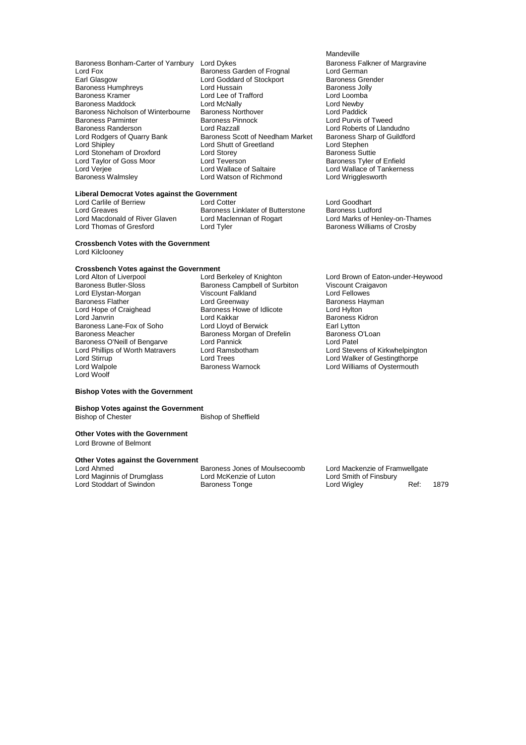Mandeville

| | | |
|---|---|---|
| Baroness Bonham-Carter of Yarnbury | Lord Dykes | Baroness Falkner of Margravine |
| Lord Fox | Baroness Garden of Frognal | Lord German |
| Earl Glasgow | Lord Goddard of Stockport | Baroness Grender |
| Baroness Humphreys | Lord Hussain | Baroness Jolly |
| Baroness Kramer | Lord Lee of Trafford | Lord Loomba |
| Baroness Maddock | Lord McNally | Lord Newby |
| Baroness Nicholson of Winterbourne | Baroness Northover | Lord Paddick |
| Baroness Parminter | Baroness Pinnock | Lord Purvis of Tweed |
| Baroness Randerson | Lord Razzall | Lord Roberts of Llandudno |
| Lord Rodgers of Quarry Bank | Baroness Scott of Needham Market | Baroness Sharp of Guildford |
| Lord Shipley | Lord Shutt of Greetland | Lord Stephen |
| Lord Stoneham of Droxford | Lord Storey | Baroness Suttie |
| Lord Taylor of Goss Moor | Lord Teverson | Baroness Tyler of Enfield |
| Lord Verjee | Lord Wallace of Saltaire | Lord Wallace of Tankerness |
| Baroness Walmsley | Lord Watson of Richmond | Lord Wrigglesworth |

**Liberal Democrat Votes against the Government**

| | | |
|---|---|---|
| Lord Carlile of Berriew | Lord Cotter | Lord Goodhart |
| Lord Greaves | Baroness Linklater of Butterstone | Baroness Ludford |
| Lord Macdonald of River Glaven | Lord Maclennan of Rogart | Lord Marks of Henley-on-Thames |
| Lord Thomas of Gresford | Lord Tyler | Baroness Williams of Crosby |

**Crossbench Votes with the Government**

Lord Kilclooney

**Crossbench Votes against the Government**

| | | |
|---|---|---|
| Lord Alton of Liverpool | Lord Berkeley of Knighton | Lord Brown of Eaton-under-Heywood |
| Baroness Butler-Sloss | Baroness Campbell of Surbiton | Viscount Craigavon |
| Lord Elystan-Morgan | Viscount Falkland | Lord Fellowes |
| Baroness Flather | Lord Greenway | Baroness Hayman |
| Lord Hope of Craighead | Baroness Howe of Idlicote | Lord Hylton |
| Lord Janvrin | Lord Kakkar | Baroness Kidron |
| Baroness Lane-Fox of Soho | Lord Lloyd of Berwick | Earl Lytton |
| Baroness Meacher | Baroness Morgan of Drefelin | Baroness O'Loan |
| Baroness O'Neill of Bengarve | Lord Pannick | Lord Patel |
| Lord Phillips of Worth Matravers | Lord Ramsbotham | Lord Stevens of Kirkwhelpington |
| Lord Stirrup | Lord Trees | Lord Walker of Gestingthorpe |
| Lord Walpole | Baroness Warnock | Lord Williams of Oystermouth |
| Lord Woolf | | |

**Bishop Votes with the Government**

**Bishop Votes against the Government**

Bishop of Chester    Bishop of Sheffield

**Other Votes with the Government**

Lord Browne of Belmont

**Other Votes against the Government**

| | | |
|---|---|---|
| Lord Ahmed | Baroness Jones of Moulsecoomb | Lord Mackenzie of Framwellgate |
| Lord Maginnis of Drumglass | Lord McKenzie of Luton | Lord Smith of Finsbury |
| Lord Stoddart of Swindon | Baroness Tonge | Lord Wigley |

Ref: 1879